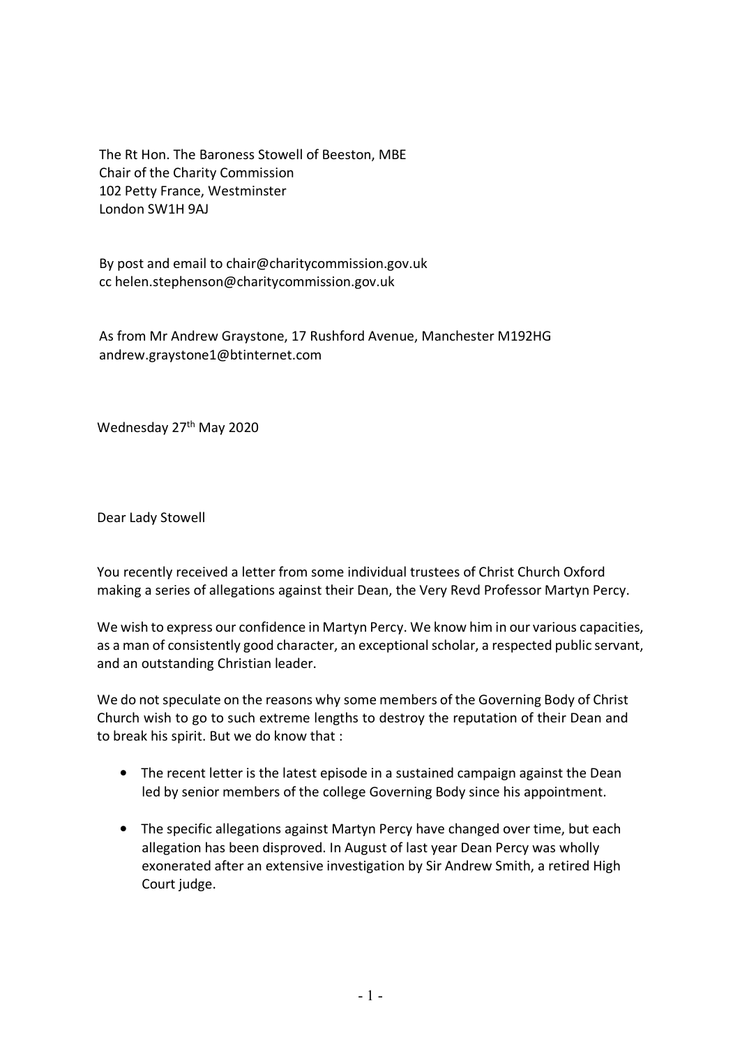The Rt Hon. The Baroness Stowell of Beeston, MBE
Chair of the Charity Commission
102 Petty France, Westminster
London SW1H 9AJ

By post and email to chair@charitycommission.gov.uk
cc helen.stephenson@charitycommission.gov.uk

As from Mr Andrew Graystone, 17 Rushford Avenue, Manchester M192HG
andrew.graystone1@btinternet.com

Wednesday 27th May 2020

Dear Lady Stowell

You recently received a letter from some individual trustees of Christ Church Oxford making a series of allegations against their Dean, the Very Revd Professor Martyn Percy.

We wish to express our confidence in Martyn Percy. We know him in our various capacities, as a man of consistently good character, an exceptional scholar, a respected public servant, and an outstanding Christian leader.

We do not speculate on the reasons why some members of the Governing Body of Christ Church wish to go to such extreme lengths to destroy the reputation of their Dean and to break his spirit. But we do know that :

- The recent letter is the latest episode in a sustained campaign against the Dean led by senior members of the college Governing Body since his appointment.
- The specific allegations against Martyn Percy have changed over time, but each allegation has been disproved. In August of last year Dean Percy was wholly exonerated after an extensive investigation by Sir Andrew Smith, a retired High Court judge.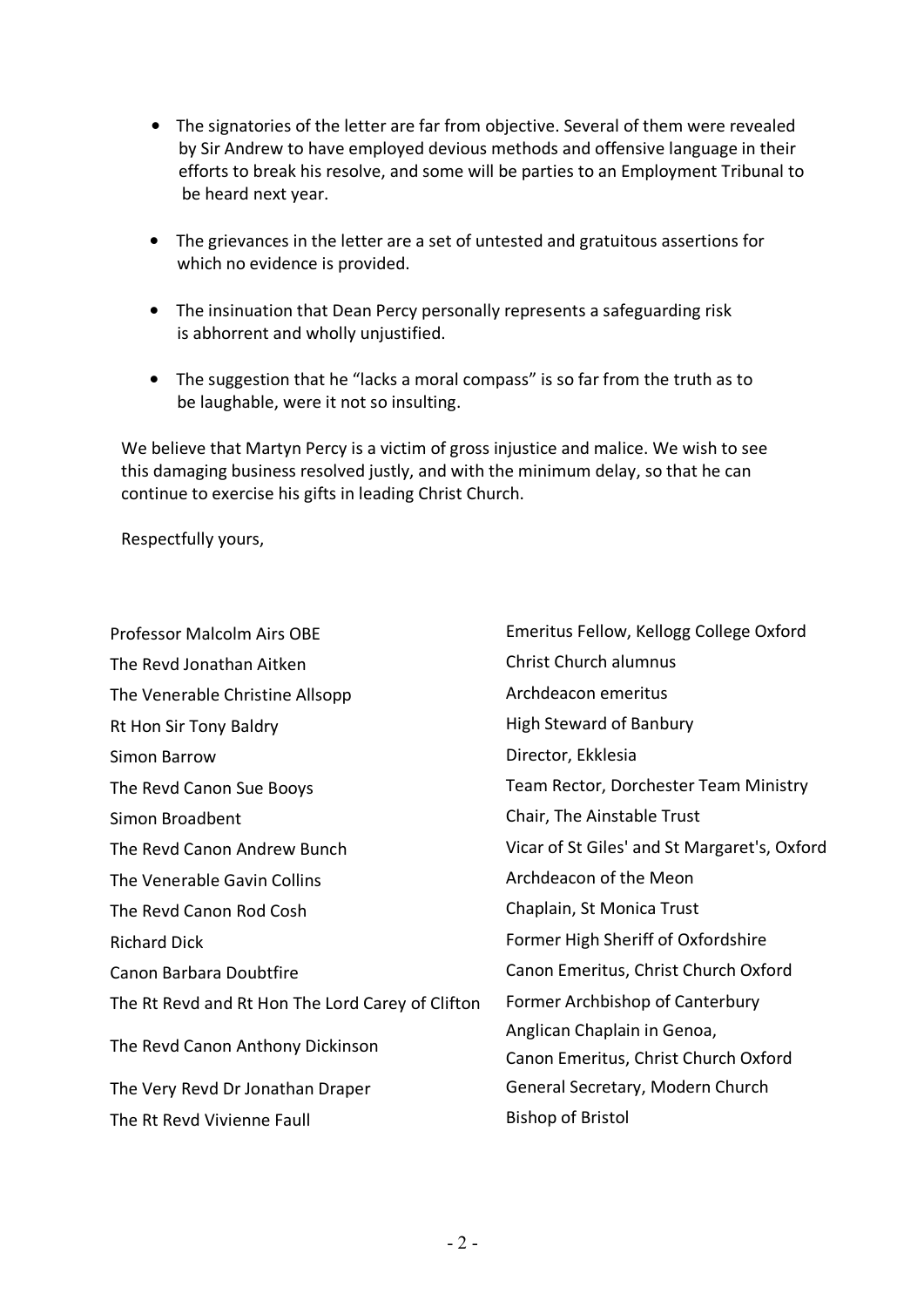- The signatories of the letter are far from objective. Several of them were revealed by Sir Andrew to have employed devious methods and offensive language in their efforts to break his resolve, and some will be parties to an Employment Tribunal to be heard next year.

- The grievances in the letter are a set of untested and gratuitous assertions for which no evidence is provided.

- The insinuation that Dean Percy personally represents a safeguarding risk is abhorrent and wholly unjustified.

- The suggestion that he "lacks a moral compass" is so far from the truth as to be laughable, were it not so insulting.

We believe that Martyn Percy is a victim of gross injustice and malice. We wish to see this damaging business resolved justly, and with the minimum delay, so that he can continue to exercise his gifts in leading Christ Church.

Respectfully yours,

| | |
|---|---|
| Professor Malcolm Airs OBE | Emeritus Fellow, Kellogg College Oxford |
| The Revd Jonathan Aitken | Christ Church alumnus |
| The Venerable Christine Allsopp | Archdeacon emeritus |
| Rt Hon Sir Tony Baldry | High Steward of Banbury |
| Simon Barrow | Director, Ekklesia |
| The Revd Canon Sue Booys | Team Rector, Dorchester Team Ministry |
| Simon Broadbent | Chair, The Ainstable Trust |
| The Revd Canon Andrew Bunch | Vicar of St Giles' and St Margaret's, Oxford |
| The Venerable Gavin Collins | Archdeacon of the Meon |
| The Revd Canon Rod Cosh | Chaplain, St Monica Trust |
| Richard Dick | Former High Sheriff of Oxfordshire |
| Canon Barbara Doubtfire | Canon Emeritus, Christ Church Oxford |
| The Rt Revd and Rt Hon The Lord Carey of Clifton | Former Archbishop of Canterbury |
| The Revd Canon Anthony Dickinson | Anglican Chaplain in Genoa, Canon Emeritus, Christ Church Oxford |
| The Very Revd Dr Jonathan Draper | General Secretary, Modern Church |
| The Rt Revd Vivienne Faull | Bishop of Bristol |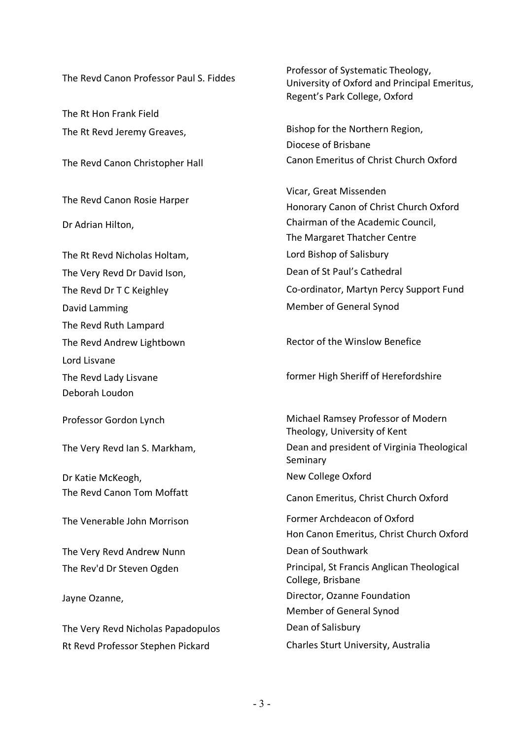| | |
|---|---|
| The Revd Canon Professor Paul S. Fiddes | Professor of Systematic Theology, University of Oxford and Principal Emeritus, Regent's Park College, Oxford |
| The Rt Hon Frank Field | |
| The Rt Revd Jeremy Greaves, | Bishop for the Northern Region, Diocese of Brisbane |
| The Revd Canon Christopher Hall | Canon Emeritus of Christ Church Oxford |
| The Revd Canon Rosie Harper | Vicar, Great Missenden<br>Honorary Canon of Christ Church Oxford |
| Dr Adrian Hilton, | Chairman of the Academic Council, The Margaret Thatcher Centre |
| The Rt Revd Nicholas Holtam, | Lord Bishop of Salisbury |
| The Very Revd Dr David Ison, | Dean of St Paul's Cathedral |
| The Revd Dr T C Keighley | Co-ordinator, Martyn Percy Support Fund |
| David Lamming | Member of General Synod |
| The Revd Ruth Lampard | |
| The Revd Andrew Lightbown | Rector of the Winslow Benefice |
| Lord Lisvane | |
| The Revd Lady Lisvane | former High Sheriff of Herefordshire |
| Deborah Loudon | |
| Professor Gordon Lynch | Michael Ramsey Professor of Modern Theology, University of Kent |
| The Very Revd Ian S. Markham, | Dean and president of Virginia Theological Seminary |
| Dr Katie McKeogh, | New College Oxford |
| The Revd Canon Tom Moffatt | Canon Emeritus, Christ Church Oxford |
| The Venerable John Morrison | Former Archdeacon of Oxford<br>Hon Canon Emeritus, Christ Church Oxford |
| The Very Revd Andrew Nunn | Dean of Southwark |
| The Rev'd Dr Steven Ogden | Principal, St Francis Anglican Theological College, Brisbane |
| Jayne Ozanne, | Director, Ozanne Foundation<br>Member of General Synod |
| The Very Revd Nicholas Papadopulos | Dean of Salisbury |
| Rt Revd Professor Stephen Pickard | Charles Sturt University, Australia |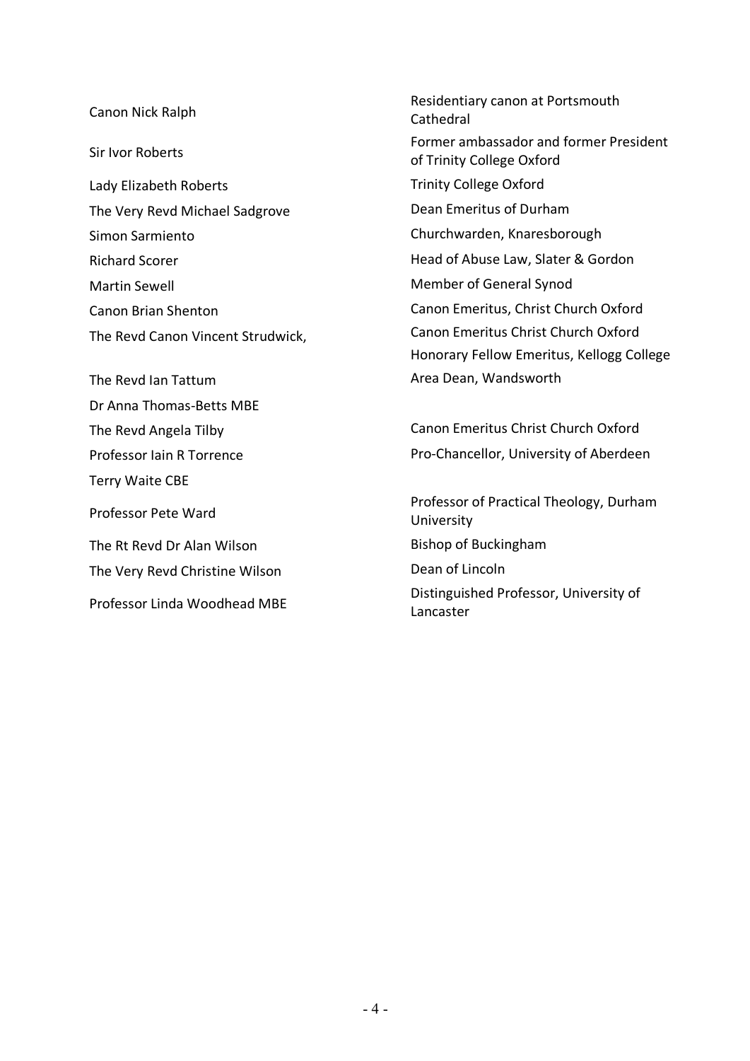| | |
|---|---|
| Canon Nick Ralph | Residentiary canon at Portsmouth Cathedral |
| Sir Ivor Roberts | Former ambassador and former President of Trinity College Oxford |
| Lady Elizabeth Roberts | Trinity College Oxford |
| The Very Revd Michael Sadgrove | Dean Emeritus of Durham |
| Simon Sarmiento | Churchwarden, Knaresborough |
| Richard Scorer | Head of Abuse Law, Slater & Gordon |
| Martin Sewell | Member of General Synod |
| Canon Brian Shenton | Canon Emeritus, Christ Church Oxford |
| The Revd Canon Vincent Strudwick, | Canon Emeritus Christ Church Oxford<br>Honorary Fellow Emeritus, Kellogg College |
| The Revd Ian Tattum | Area Dean, Wandsworth |
| Dr Anna Thomas-Betts MBE | |
| The Revd Angela Tilby | Canon Emeritus Christ Church Oxford |
| Professor Iain R Torrence | Pro-Chancellor, University of Aberdeen |
| Terry Waite CBE | |
| Professor Pete Ward | Professor of Practical Theology, Durham University |
| The Rt Revd Dr Alan Wilson | Bishop of Buckingham |
| The Very Revd Christine Wilson | Dean of Lincoln |
| Professor Linda Woodhead MBE | Distinguished Professor, University of Lancaster |